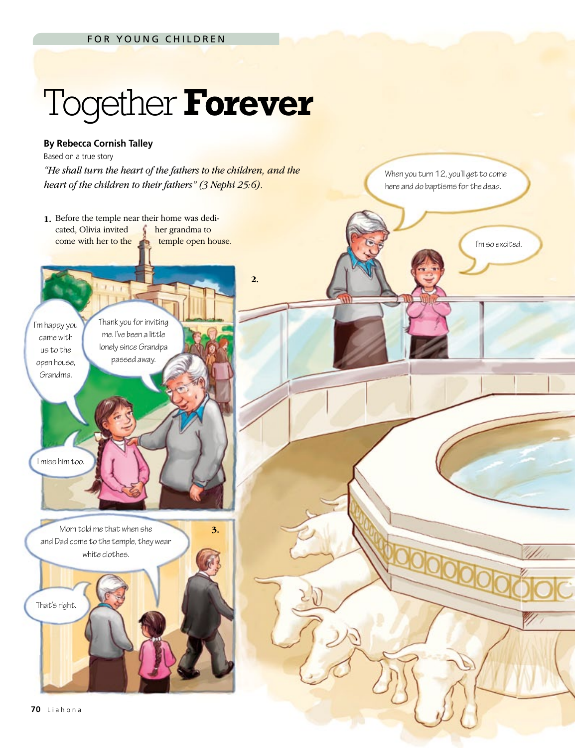FOR YOUNG CHILDREN

# Together **Forever**

**By Rebecca Cornish Talley**

Based on a true story

*"He shall turn the heart of the fathers to the children, and the heart of the children to their fathers" (3 Nephi 25:6).*

**1.** Before the temple near their home was dedicated, Olivia invited her grandma to come with her to the temple open house.

I'm happy you came with us to the open house, Grandma.

Thank you for inviting me. I've been a little lonely since Grandpa passed away.

I miss him too.

**2.**

When you turn 12, you'll get to come here and do baptisms for the dead.

I'm so excited.

**3.**

Mom told me that when she and Dad come to the temple, they wear white clothes.

That's right.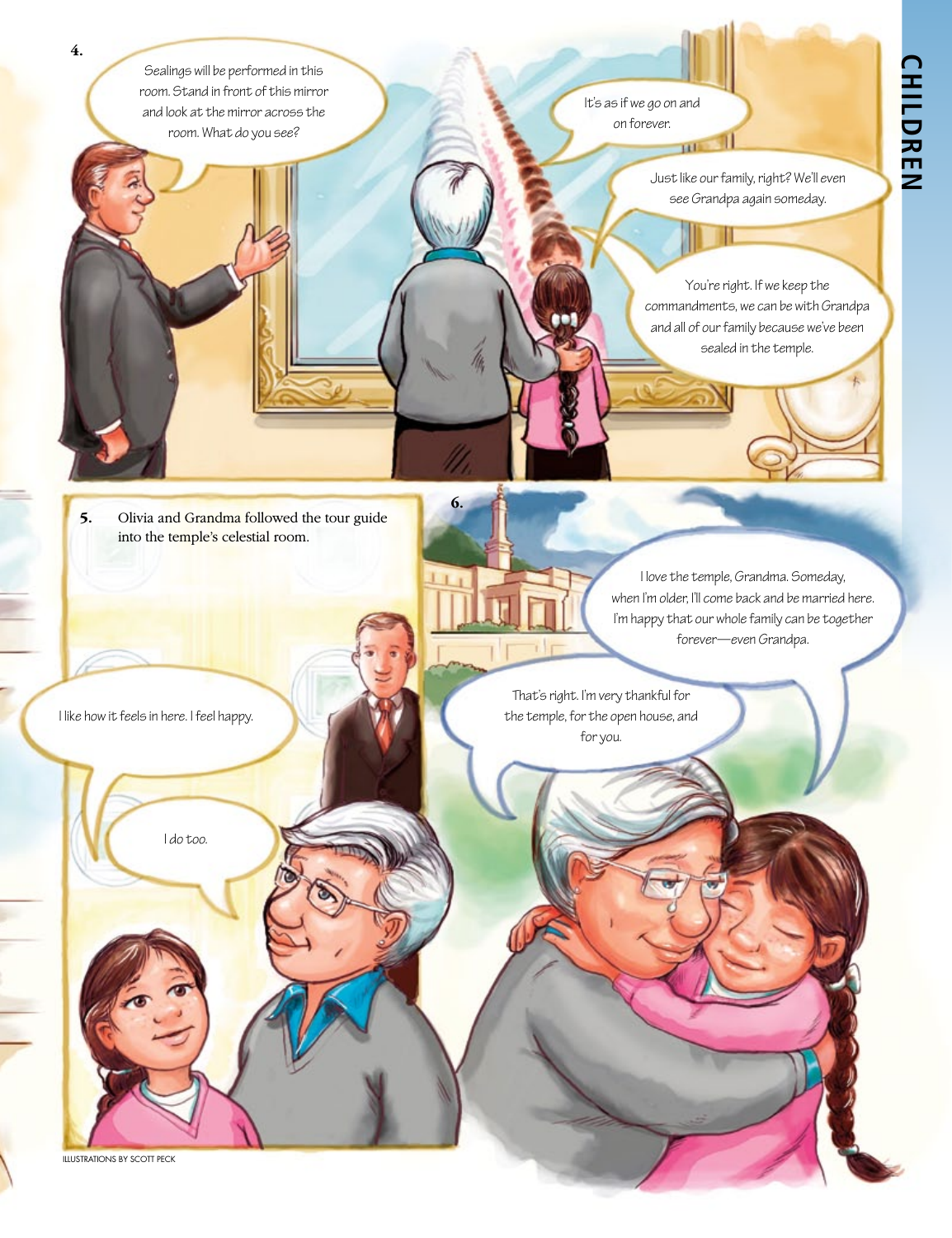4.

Sealings will be performed in this room. Stand in front of this mirror and look at the mirror across the room. What do you see?

It's as if we go on and on forever.

Just like our family, right? We'll even see Grandpa again someday.

You're right. If we keep the commandments, we can be with Grandpa and all of our family because we've been sealed in the temple.

5. Olivia and Grandma followed the tour guide into the temple's celestial room.

I like how it feels in here. I feel happy.

I do too.

6.

I love the temple, Grandma. Someday, when I'm older, I'll come back and be married here. I'm happy that our whole family can be together forever—even Grandpa.

That's right. I'm very thankful for the temple, for the open house, and for you.

ILLUSTRATIONS BY SCOTT PECK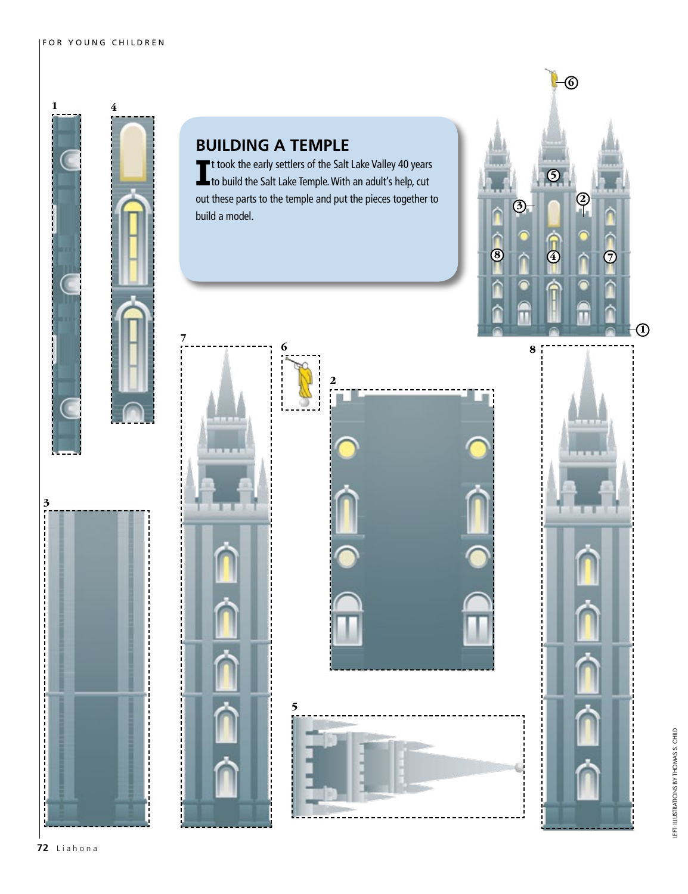## BUILDING A TEMPLE

It took the early settlers of the Salt Lake Valley 40 years to build the Salt Lake Temple. With an adult's help, cut out these parts to the temple and put the pieces together to build a model.

1

2

3

4

5

6

7

8

LEFT: ILLUSTRATIONS BY THOMAS S. CHILD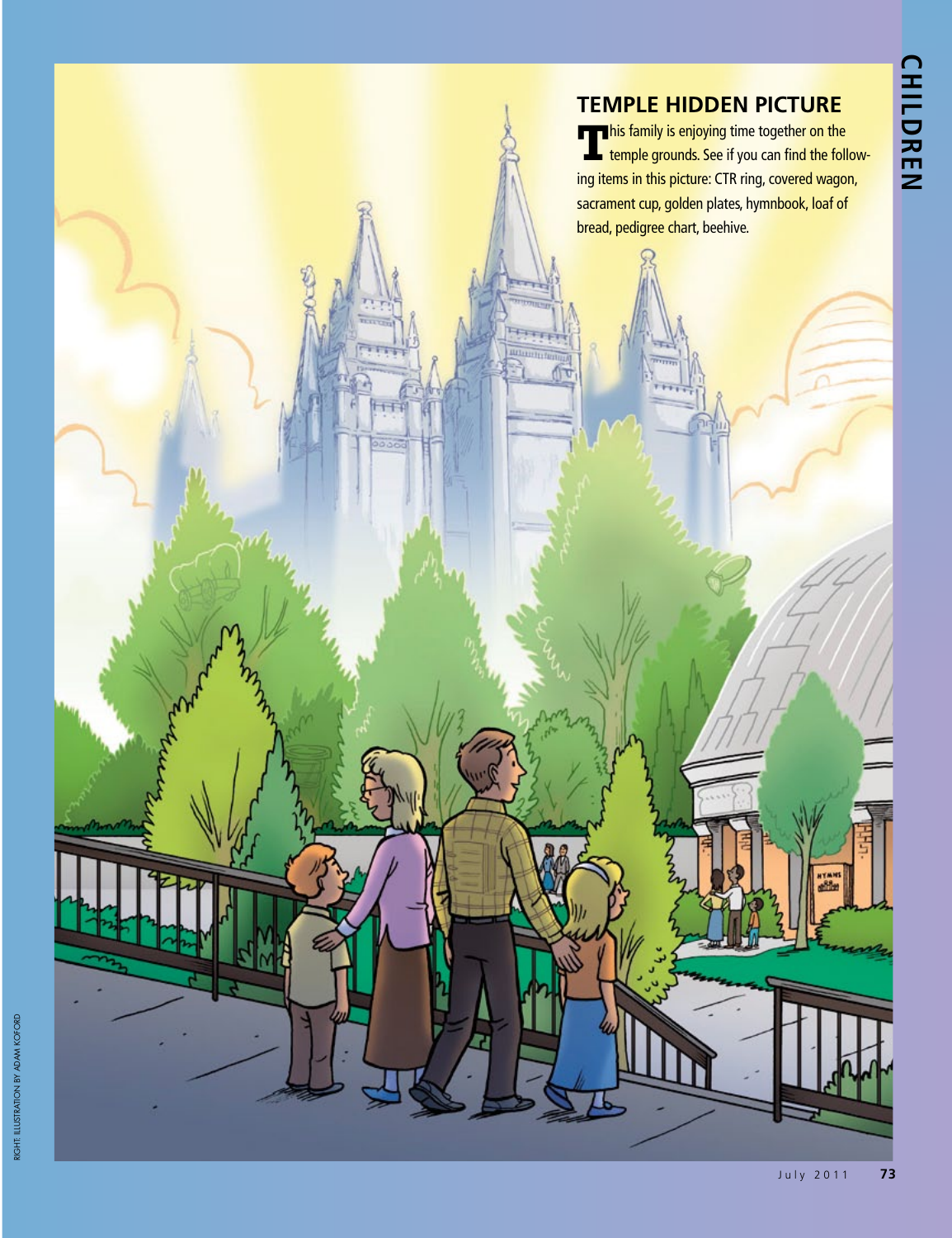## TEMPLE HIDDEN PICTURE

This family is enjoying time together on the temple grounds. See if you can find the following items in this picture: CTR ring, covered wagon, sacrament cup, golden plates, hymnbook, loaf of bread, pedigree chart, beehive.

RIGHT: ILLUSTRATION BY ADAM KOFORD